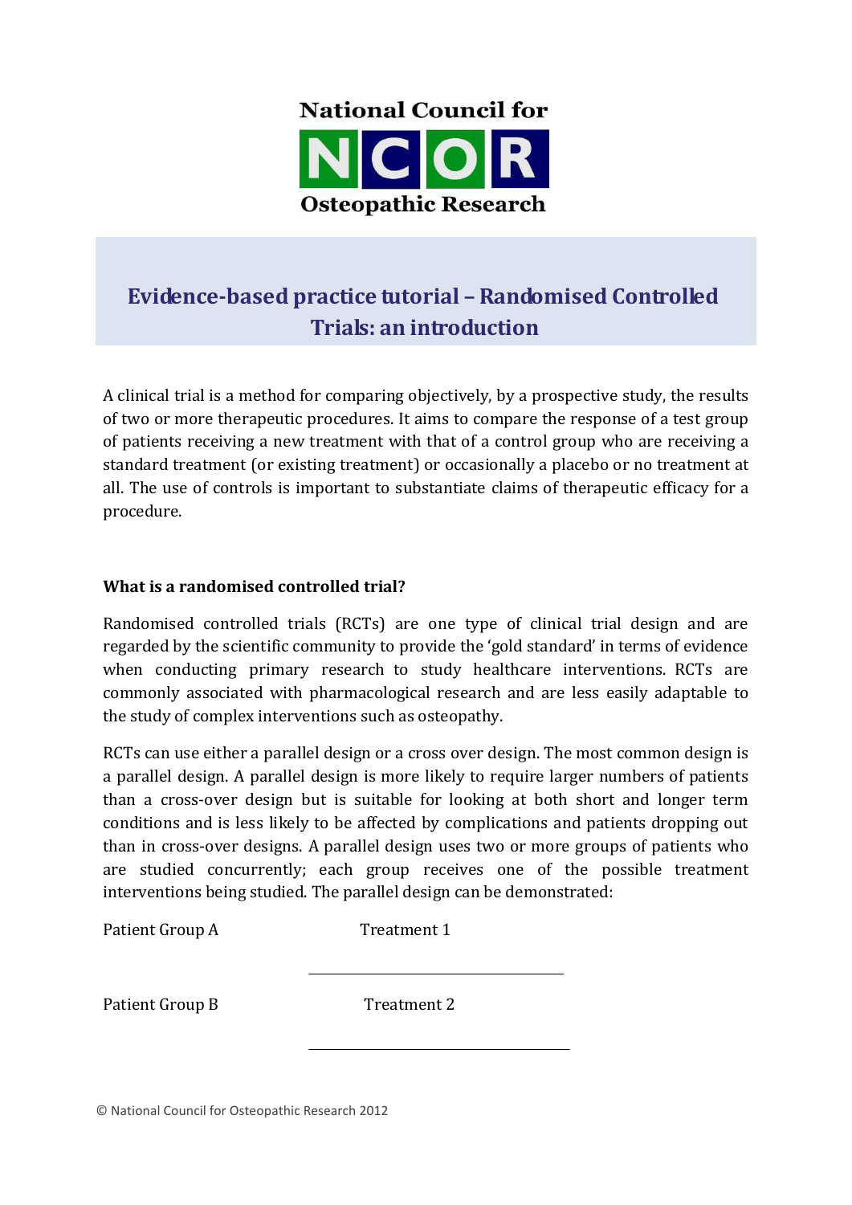National Council for

# NCOR

Osteopathic Research

## Evidence-based practice tutorial – Randomised Controlled Trials: an introduction

A clinical trial is a method for comparing objectively, by a prospective study, the results of two or more therapeutic procedures. It aims to compare the response of a test group of patients receiving a new treatment with that of a control group who are receiving a standard treatment (or existing treatment) or occasionally a placebo or no treatment at all. The use of controls is important to substantiate claims of therapeutic efficacy for a procedure.

**What is a randomised controlled trial?**

Randomised controlled trials (RCTs) are one type of clinical trial design and are regarded by the scientific community to provide the 'gold standard' in terms of evidence when conducting primary research to study healthcare interventions. RCTs are commonly associated with pharmacological research and are less easily adaptable to the study of complex interventions such as osteopathy.

RCTs can use either a parallel design or a cross over design. The most common design is a parallel design. A parallel design is more likely to require larger numbers of patients than a cross-over design but is suitable for looking at both short and longer term conditions and is less likely to be affected by complications and patients dropping out than in cross-over designs. A parallel design uses two or more groups of patients who are studied concurrently; each group receives one of the possible treatment interventions being studied. The parallel design can be demonstrated:

Patient Group A          Treatment 1

Patient Group B          Treatment 2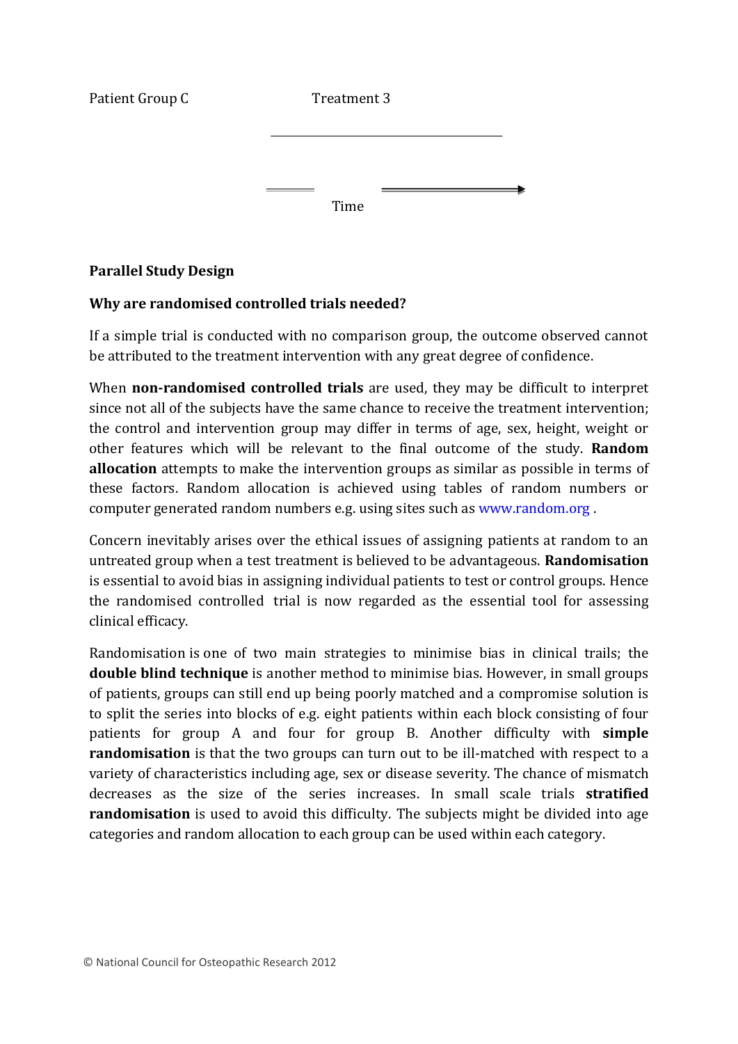Patient Group C　　　　　　Treatment 3

Time

**Parallel Study Design**

**Why are randomised controlled trials needed?**

If a simple trial is conducted with no comparison group, the outcome observed cannot be attributed to the treatment intervention with any great degree of confidence.

When **non-randomised controlled trials** are used, they may be difficult to interpret since not all of the subjects have the same chance to receive the treatment intervention; the control and intervention group may differ in terms of age, sex, height, weight or other features which will be relevant to the final outcome of the study. **Random allocation** attempts to make the intervention groups as similar as possible in terms of these factors. Random allocation is achieved using tables of random numbers or computer generated random numbers e.g. using sites such as www.random.org .

Concern inevitably arises over the ethical issues of assigning patients at random to an untreated group when a test treatment is believed to be advantageous. **Randomisation** is essential to avoid bias in assigning individual patients to test or control groups. Hence the randomised controlled trial is now regarded as the essential tool for assessing clinical efficacy.

Randomisation is one of two main strategies to minimise bias in clinical trails; the **double blind technique** is another method to minimise bias. However, in small groups of patients, groups can still end up being poorly matched and a compromise solution is to split the series into blocks of e.g. eight patients within each block consisting of four patients for group A and four for group B. Another difficulty with **simple randomisation** is that the two groups can turn out to be ill-matched with respect to a variety of characteristics including age, sex or disease severity. The chance of mismatch decreases as the size of the series increases. In small scale trials **stratified randomisation** is used to avoid this difficulty. The subjects might be divided into age categories and random allocation to each group can be used within each category.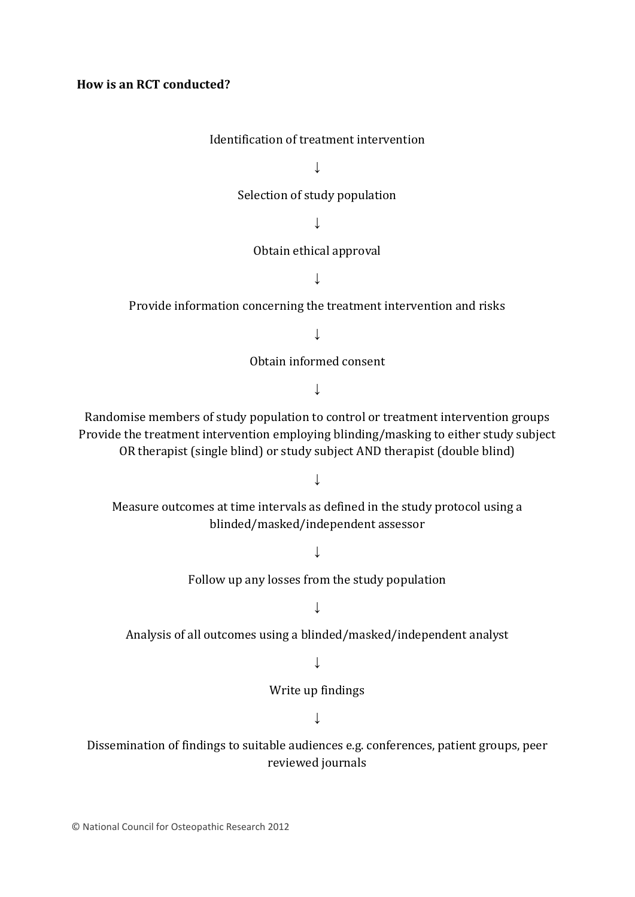**How is an RCT conducted?**

Identification of treatment intervention

↓

Selection of study population

↓

Obtain ethical approval

↓

Provide information concerning the treatment intervention and risks

↓

Obtain informed consent

↓

Randomise members of study population to control or treatment intervention groups
Provide the treatment intervention employing blinding/masking to either study subject OR therapist (single blind) or study subject AND therapist (double blind)

↓

Measure outcomes at time intervals as defined in the study protocol using a blinded/masked/independent assessor

↓

Follow up any losses from the study population

↓

Analysis of all outcomes using a blinded/masked/independent analyst

↓

Write up findings

↓

Dissemination of findings to suitable audiences e.g. conferences, patient groups, peer reviewed journals

© National Council for Osteopathic Research 2012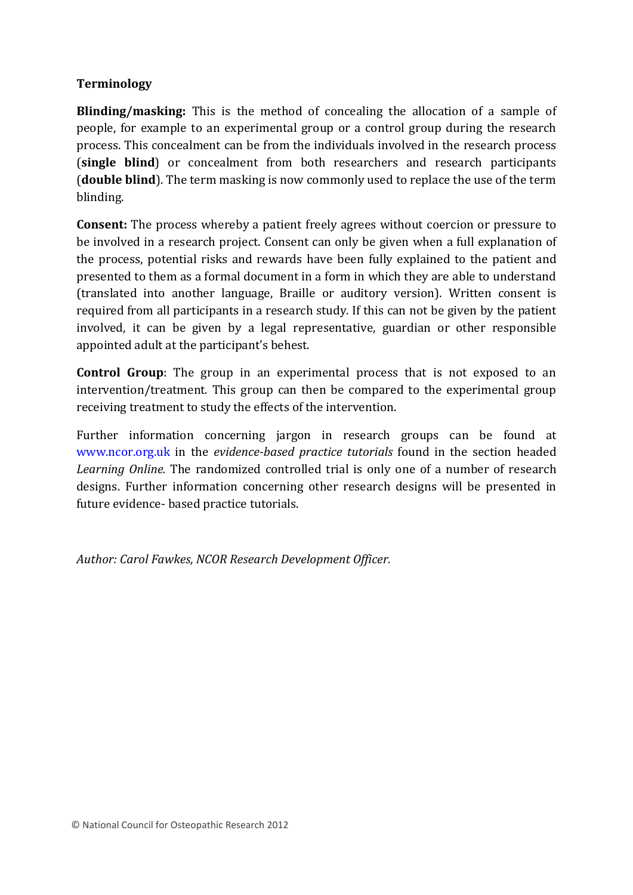### Terminology

**Blinding/masking:** This is the method of concealing the allocation of a sample of people, for example to an experimental group or a control group during the research process. This concealment can be from the individuals involved in the research process (**single blind**) or concealment from both researchers and research participants (**double blind**). The term masking is now commonly used to replace the use of the term blinding.

**Consent:** The process whereby a patient freely agrees without coercion or pressure to be involved in a research project. Consent can only be given when a full explanation of the process, potential risks and rewards have been fully explained to the patient and presented to them as a formal document in a form in which they are able to understand (translated into another language, Braille or auditory version). Written consent is required from all participants in a research study. If this can not be given by the patient involved, it can be given by a legal representative, guardian or other responsible appointed adult at the participant's behest.

**Control Group**: The group in an experimental process that is not exposed to an intervention/treatment. This group can then be compared to the experimental group receiving treatment to study the effects of the intervention.

Further information concerning jargon in research groups can be found at www.ncor.org.uk in the *evidence-based practice tutorials* found in the section headed *Learning Online.* The randomized controlled trial is only one of a number of research designs. Further information concerning other research designs will be presented in future evidence- based practice tutorials.

*Author: Carol Fawkes, NCOR Research Development Officer.*

© National Council for Osteopathic Research 2012